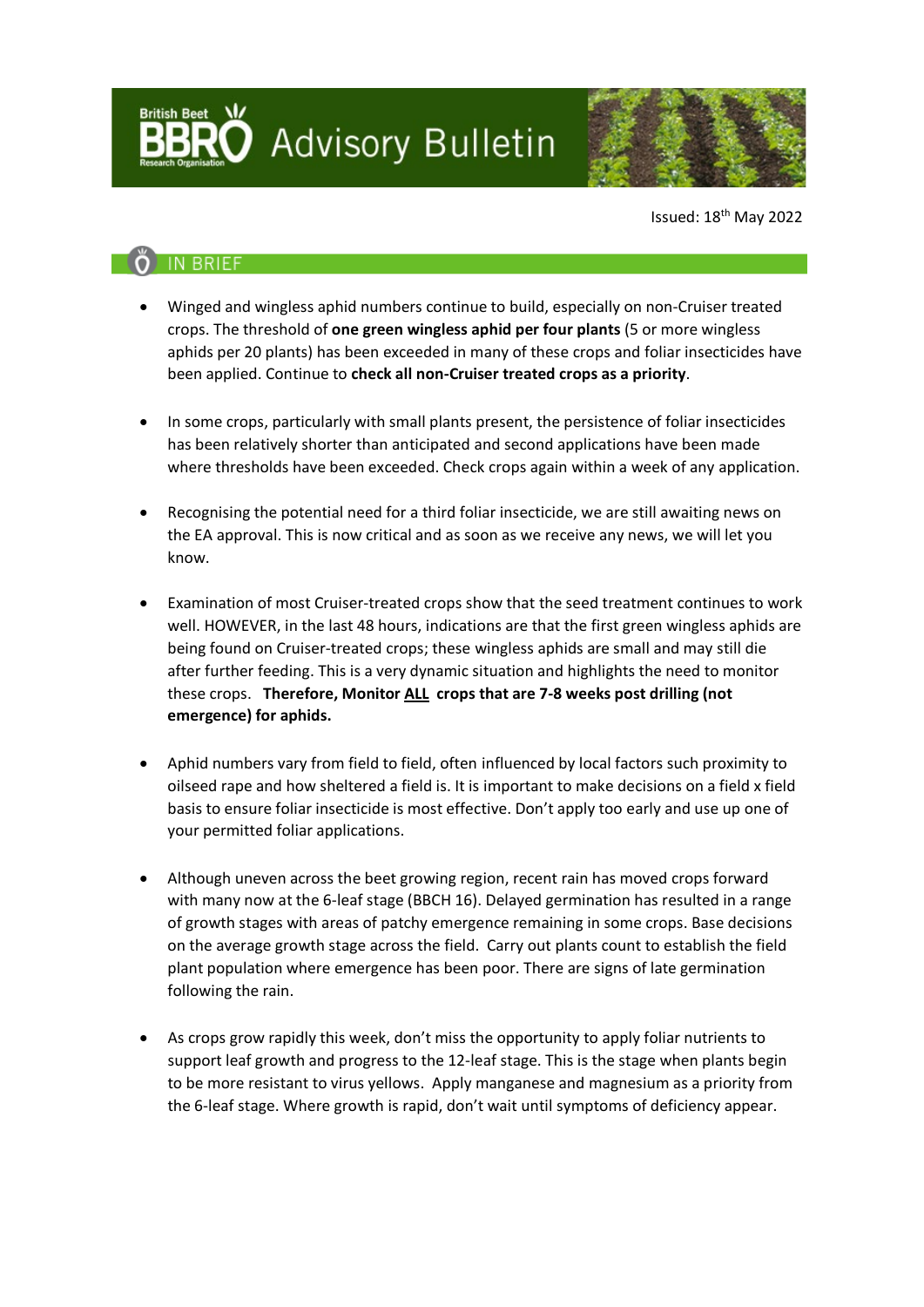# BBRO Advisory Bulletin

Issued: 18th May 2022

## IN BRIEF

- Winged and wingless aphid numbers continue to build, especially on non-Cruiser treated crops. The threshold of **one green wingless aphid per four plants** (5 or more wingless aphids per 20 plants) has been exceeded in many of these crops and foliar insecticides have been applied. Continue to **check all non-Cruiser treated crops as a priority**.

- In some crops, particularly with small plants present, the persistence of foliar insecticides has been relatively shorter than anticipated and second applications have been made where thresholds have been exceeded. Check crops again within a week of any application.

- Recognising the potential need for a third foliar insecticide, we are still awaiting news on the EA approval. This is now critical and as soon as we receive any news, we will let you know.

- Examination of most Cruiser-treated crops show that the seed treatment continues to work well. HOWEVER, in the last 48 hours, indications are that the first green wingless aphids are being found on Cruiser-treated crops; these wingless aphids are small and may still die after further feeding. This is a very dynamic situation and highlights the need to monitor these crops. **Therefore, Monitor <u>ALL</u> crops that are 7-8 weeks post drilling (not emergence) for aphids.**

- Aphid numbers vary from field to field, often influenced by local factors such proximity to oilseed rape and how sheltered a field is. It is important to make decisions on a field x field basis to ensure foliar insecticide is most effective. Don't apply too early and use up one of your permitted foliar applications.

- Although uneven across the beet growing region, recent rain has moved crops forward with many now at the 6-leaf stage (BBCH 16). Delayed germination has resulted in a range of growth stages with areas of patchy emergence remaining in some crops. Base decisions on the average growth stage across the field. Carry out plants count to establish the field plant population where emergence has been poor. There are signs of late germination following the rain.

- As crops grow rapidly this week, don't miss the opportunity to apply foliar nutrients to support leaf growth and progress to the 12-leaf stage. This is the stage when plants begin to be more resistant to virus yellows. Apply manganese and magnesium as a priority from the 6-leaf stage. Where growth is rapid, don't wait until symptoms of deficiency appear.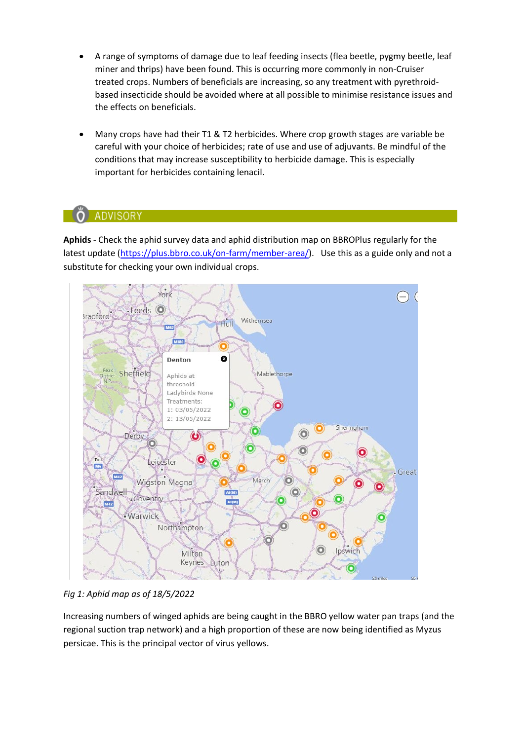- A range of symptoms of damage due to leaf feeding insects (flea beetle, pygmy beetle, leaf miner and thrips) have been found. This is occurring more commonly in non-Cruiser treated crops. Numbers of beneficials are increasing, so any treatment with pyrethroid-based insecticide should be avoided where at all possible to minimise resistance issues and the effects on beneficials.

- Many crops have had their T1 & T2 herbicides. Where crop growth stages are variable be careful with your choice of herbicides; rate of use and use of adjuvants. Be mindful of the conditions that may increase susceptibility to herbicide damage. This is especially important for herbicides containing lenacil.

## ADVISORY

**Aphids** - Check the aphid survey data and aphid distribution map on BBROPlus regularly for the latest update (https://plus.bbro.co.uk/on-farm/member-area/). Use this as a guide only and not a substitute for checking your own individual crops.

*Fig 1: Aphid map as of 18/5/2022*

Increasing numbers of winged aphids are being caught in the BBRO yellow water pan traps (and the regional suction trap network) and a high proportion of these are now being identified as Myzus persicae. This is the principal vector of virus yellows.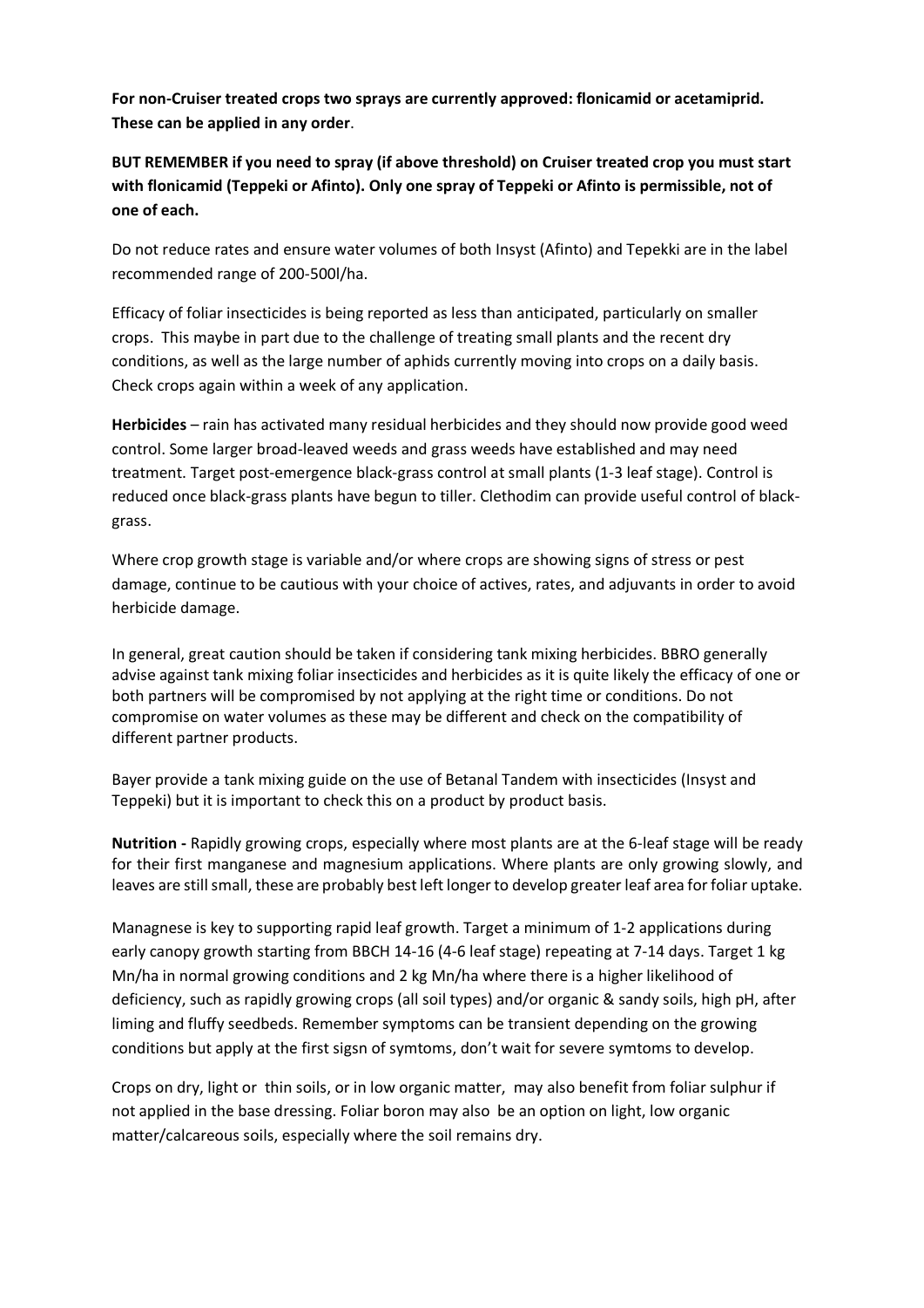**For non-Cruiser treated crops two sprays are currently approved: flonicamid or acetamiprid. These can be applied in any order**.

**BUT REMEMBER if you need to spray (if above threshold) on Cruiser treated crop you must start with flonicamid (Teppeki or Afinto). Only one spray of Teppeki or Afinto is permissible, not of one of each.**

Do not reduce rates and ensure water volumes of both Insyst (Afinto) and Tepekki are in the label recommended range of 200-500l/ha.

Efficacy of foliar insecticides is being reported as less than anticipated, particularly on smaller crops. This maybe in part due to the challenge of treating small plants and the recent dry conditions, as well as the large number of aphids currently moving into crops on a daily basis. Check crops again within a week of any application.

**Herbicides** – rain has activated many residual herbicides and they should now provide good weed control. Some larger broad-leaved weeds and grass weeds have established and may need treatment. Target post-emergence black-grass control at small plants (1-3 leaf stage). Control is reduced once black-grass plants have begun to tiller. Clethodim can provide useful control of black-grass.

Where crop growth stage is variable and/or where crops are showing signs of stress or pest damage, continue to be cautious with your choice of actives, rates, and adjuvants in order to avoid herbicide damage.

In general, great caution should be taken if considering tank mixing herbicides. BBRO generally advise against tank mixing foliar insecticides and herbicides as it is quite likely the efficacy of one or both partners will be compromised by not applying at the right time or conditions. Do not compromise on water volumes as these may be different and check on the compatibility of different partner products.

Bayer provide a tank mixing guide on the use of Betanal Tandem with insecticides (Insyst and Teppeki) but it is important to check this on a product by product basis.

**Nutrition -** Rapidly growing crops, especially where most plants are at the 6-leaf stage will be ready for their first manganese and magnesium applications. Where plants are only growing slowly, and leaves are still small, these are probably best left longer to develop greater leaf area for foliar uptake.

Managnese is key to supporting rapid leaf growth. Target a minimum of 1-2 applications during early canopy growth starting from BBCH 14-16 (4-6 leaf stage) repeating at 7-14 days. Target 1 kg Mn/ha in normal growing conditions and 2 kg Mn/ha where there is a higher likelihood of deficiency, such as rapidly growing crops (all soil types) and/or organic & sandy soils, high pH, after liming and fluffy seedbeds. Remember symptoms can be transient depending on the growing conditions but apply at the first sigsn of symtoms, don't wait for severe symtoms to develop.

Crops on dry, light or thin soils, or in low organic matter, may also benefit from foliar sulphur if not applied in the base dressing. Foliar boron may also be an option on light, low organic matter/calcareous soils, especially where the soil remains dry.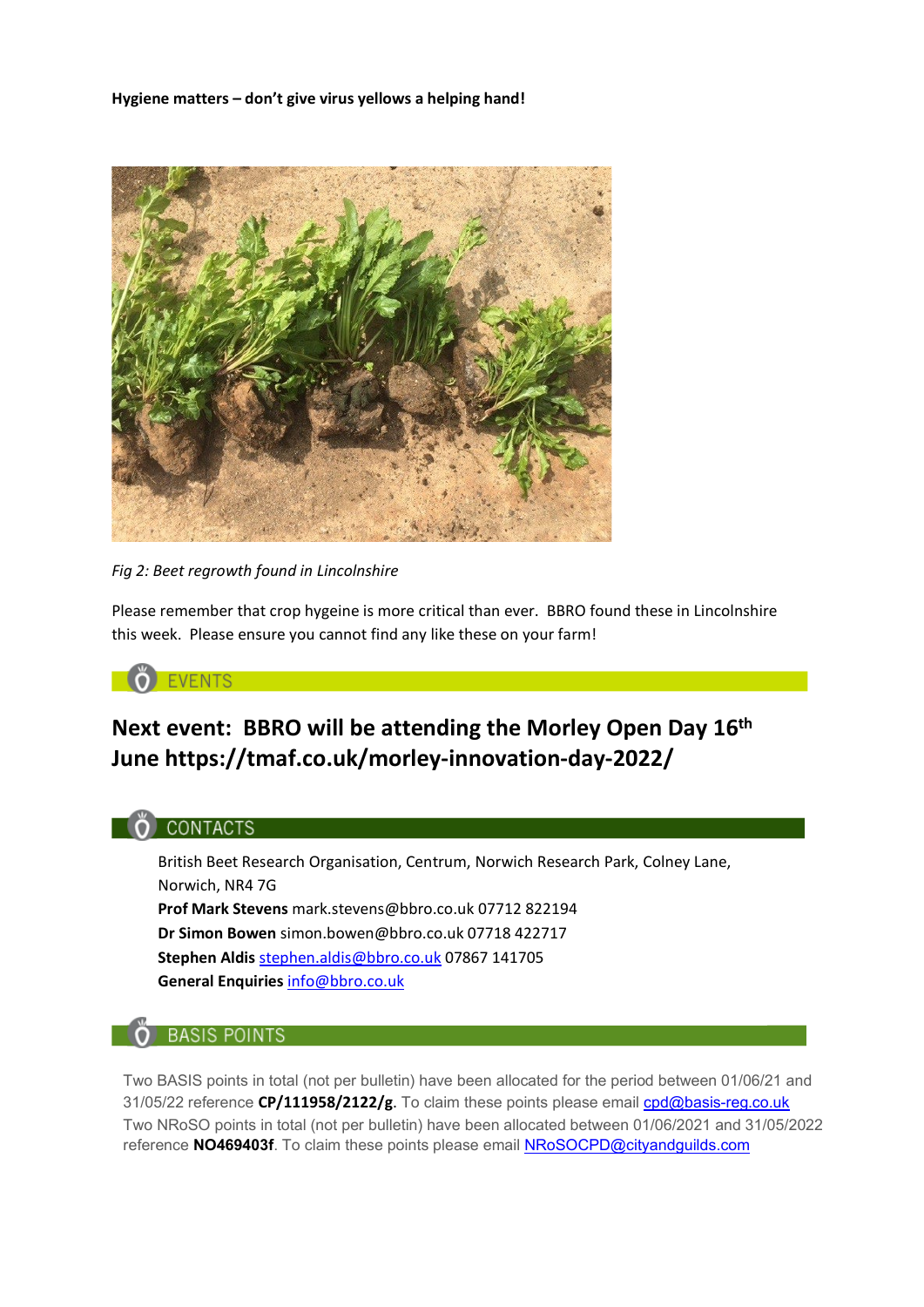**Hygiene matters – don't give virus yellows a helping hand!**

*Fig 2: Beet regrowth found in Lincolnshire*

Please remember that crop hygeine is more critical than ever. BBRO found these in Lincolnshire this week. Please ensure you cannot find any like these on your farm!

## EVENTS

## Next event: BBRO will be attending the Morley Open Day 16th June https://tmaf.co.uk/morley-innovation-day-2022/

## CONTACTS

British Beet Research Organisation, Centrum, Norwich Research Park, Colney Lane, Norwich, NR4 7G
**Prof Mark Stevens** mark.stevens@bbro.co.uk 07712 822194
**Dr Simon Bowen** simon.bowen@bbro.co.uk 07718 422717
**Stephen Aldis** stephen.aldis@bbro.co.uk 07867 141705
**General Enquiries** info@bbro.co.uk

## BASIS POINTS

Two BASIS points in total (not per bulletin) have been allocated for the period between 01/06/21 and 31/05/22 reference **CP/111958/2122/g**. To claim these points please email cpd@basis-reg.co.uk
Two NRoSO points in total (not per bulletin) have been allocated between 01/06/2021 and 31/05/2022 reference **NO469403f**. To claim these points please email NRoSOCPD@cityandguilds.com